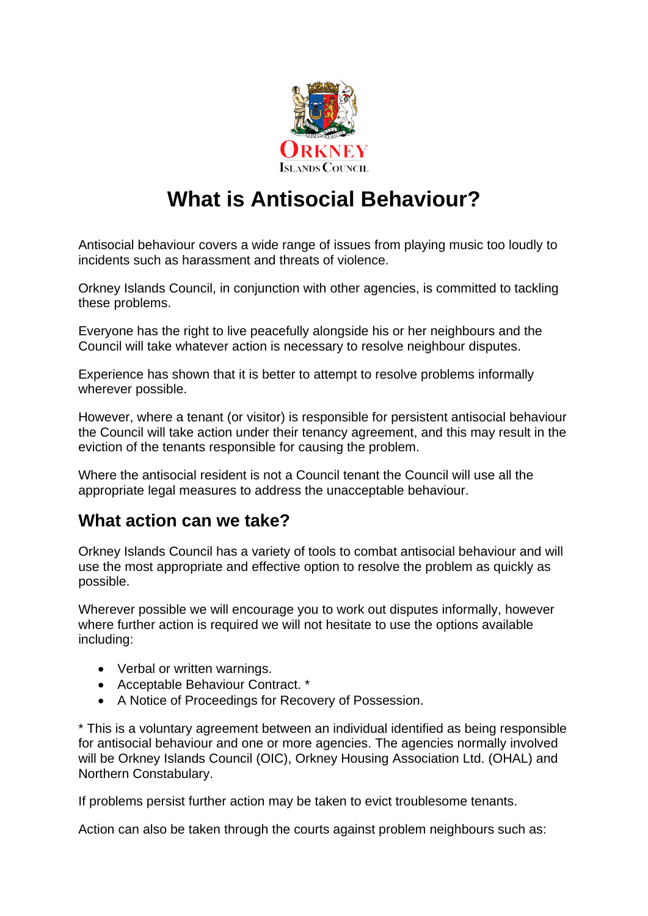# What is Antisocial Behaviour?

Antisocial behaviour covers a wide range of issues from playing music too loudly to incidents such as harassment and threats of violence.

Orkney Islands Council, in conjunction with other agencies, is committed to tackling these problems.

Everyone has the right to live peacefully alongside his or her neighbours and the Council will take whatever action is necessary to resolve neighbour disputes.

Experience has shown that it is better to attempt to resolve problems informally wherever possible.

However, where a tenant (or visitor) is responsible for persistent antisocial behaviour the Council will take action under their tenancy agreement, and this may result in the eviction of the tenants responsible for causing the problem.

Where the antisocial resident is not a Council tenant the Council will use all the appropriate legal measures to address the unacceptable behaviour.

## What action can we take?

Orkney Islands Council has a variety of tools to combat antisocial behaviour and will use the most appropriate and effective option to resolve the problem as quickly as possible.

Wherever possible we will encourage you to work out disputes informally, however where further action is required we will not hesitate to use the options available including:

- Verbal or written warnings.
- Acceptable Behaviour Contract. *
- A Notice of Proceedings for Recovery of Possession.

* This is a voluntary agreement between an individual identified as being responsible for antisocial behaviour and one or more agencies. The agencies normally involved will be Orkney Islands Council (OIC), Orkney Housing Association Ltd. (OHAL) and Northern Constabulary.

If problems persist further action may be taken to evict troublesome tenants.

Action can also be taken through the courts against problem neighbours such as: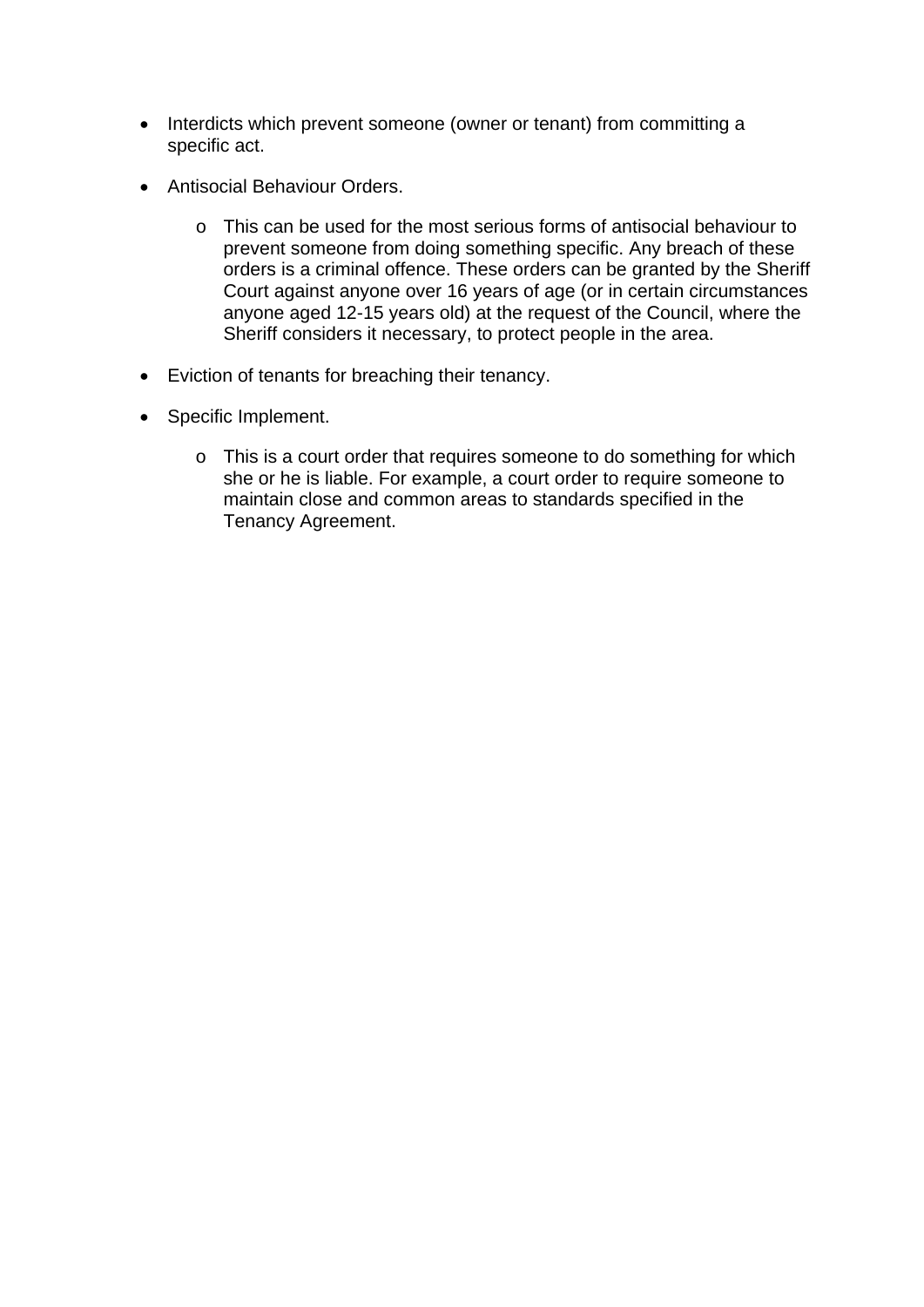- Interdicts which prevent someone (owner or tenant) from committing a specific act.

- Antisocial Behaviour Orders.

    - This can be used for the most serious forms of antisocial behaviour to prevent someone from doing something specific. Any breach of these orders is a criminal offence. These orders can be granted by the Sheriff Court against anyone over 16 years of age (or in certain circumstances anyone aged 12-15 years old) at the request of the Council, where the Sheriff considers it necessary, to protect people in the area.

- Eviction of tenants for breaching their tenancy.

- Specific Implement.

    - This is a court order that requires someone to do something for which she or he is liable. For example, a court order to require someone to maintain close and common areas to standards specified in the Tenancy Agreement.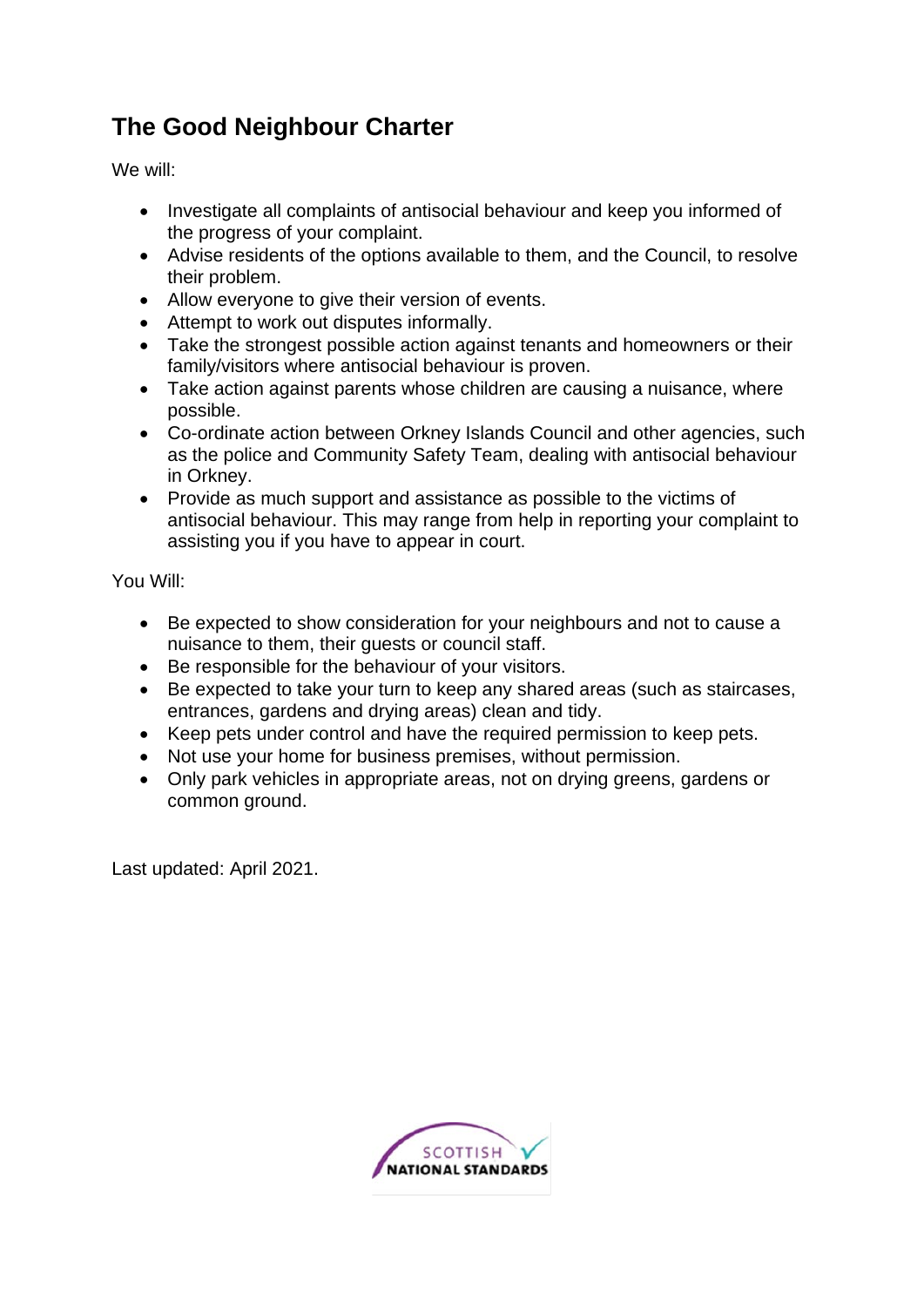## The Good Neighbour Charter

We will:

- Investigate all complaints of antisocial behaviour and keep you informed of the progress of your complaint.
- Advise residents of the options available to them, and the Council, to resolve their problem.
- Allow everyone to give their version of events.
- Attempt to work out disputes informally.
- Take the strongest possible action against tenants and homeowners or their family/visitors where antisocial behaviour is proven.
- Take action against parents whose children are causing a nuisance, where possible.
- Co-ordinate action between Orkney Islands Council and other agencies, such as the police and Community Safety Team, dealing with antisocial behaviour in Orkney.
- Provide as much support and assistance as possible to the victims of antisocial behaviour. This may range from help in reporting your complaint to assisting you if you have to appear in court.

You Will:

- Be expected to show consideration for your neighbours and not to cause a nuisance to them, their guests or council staff.
- Be responsible for the behaviour of your visitors.
- Be expected to take your turn to keep any shared areas (such as staircases, entrances, gardens and drying areas) clean and tidy.
- Keep pets under control and have the required permission to keep pets.
- Not use your home for business premises, without permission.
- Only park vehicles in appropriate areas, not on drying greens, gardens or common ground.

Last updated: April 2021.

SCOTTISH NATIONAL STANDARDS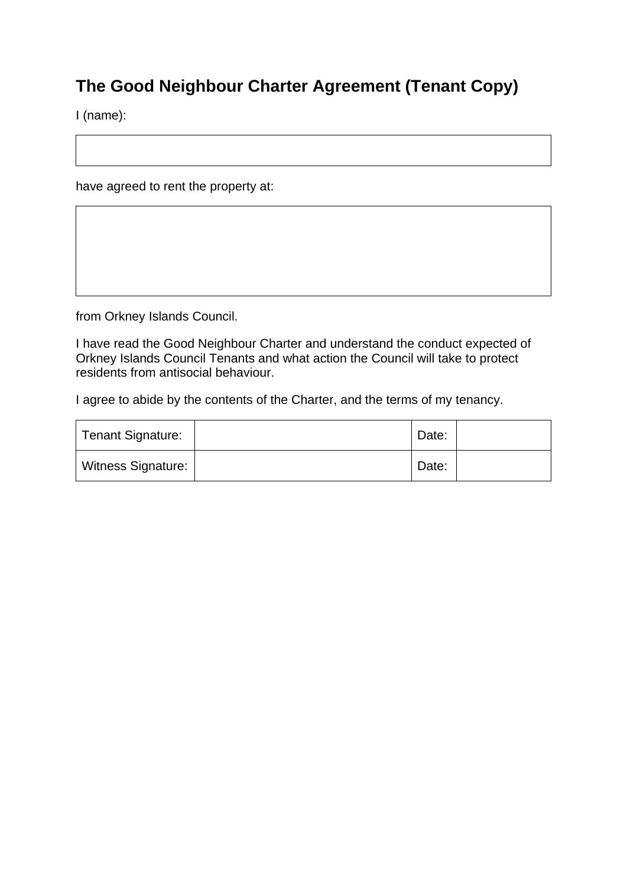# The Good Neighbour Charter Agreement (Tenant Copy)

I (name):

| |
|---|
| |

have agreed to rent the property at:

| |
|---|
| |

from Orkney Islands Council.

I have read the Good Neighbour Charter and understand the conduct expected of Orkney Islands Council Tenants and what action the Council will take to protect residents from antisocial behaviour.

I agree to abide by the contents of the Charter, and the terms of my tenancy.

| | | | |
|---|---|---|---|
| Tenant Signature: | | Date: | |
| Witness Signature: | | Date: | |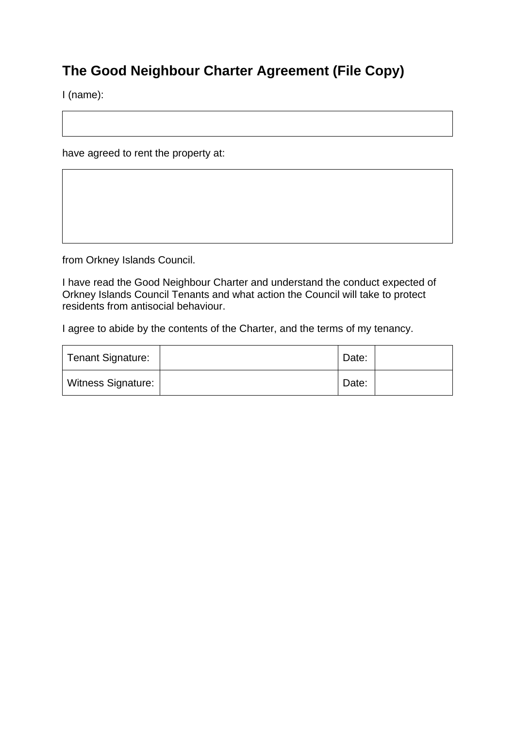# The Good Neighbour Charter Agreement (File Copy)

I (name):

| |
|---|
| |

have agreed to rent the property at:

| |
|---|
| |

from Orkney Islands Council.

I have read the Good Neighbour Charter and understand the conduct expected of Orkney Islands Council Tenants and what action the Council will take to protect residents from antisocial behaviour.

I agree to abide by the contents of the Charter, and the terms of my tenancy.

| | | | |
|---|---|---|---|
| Tenant Signature: | | Date: | |
| Witness Signature: | | Date: | |